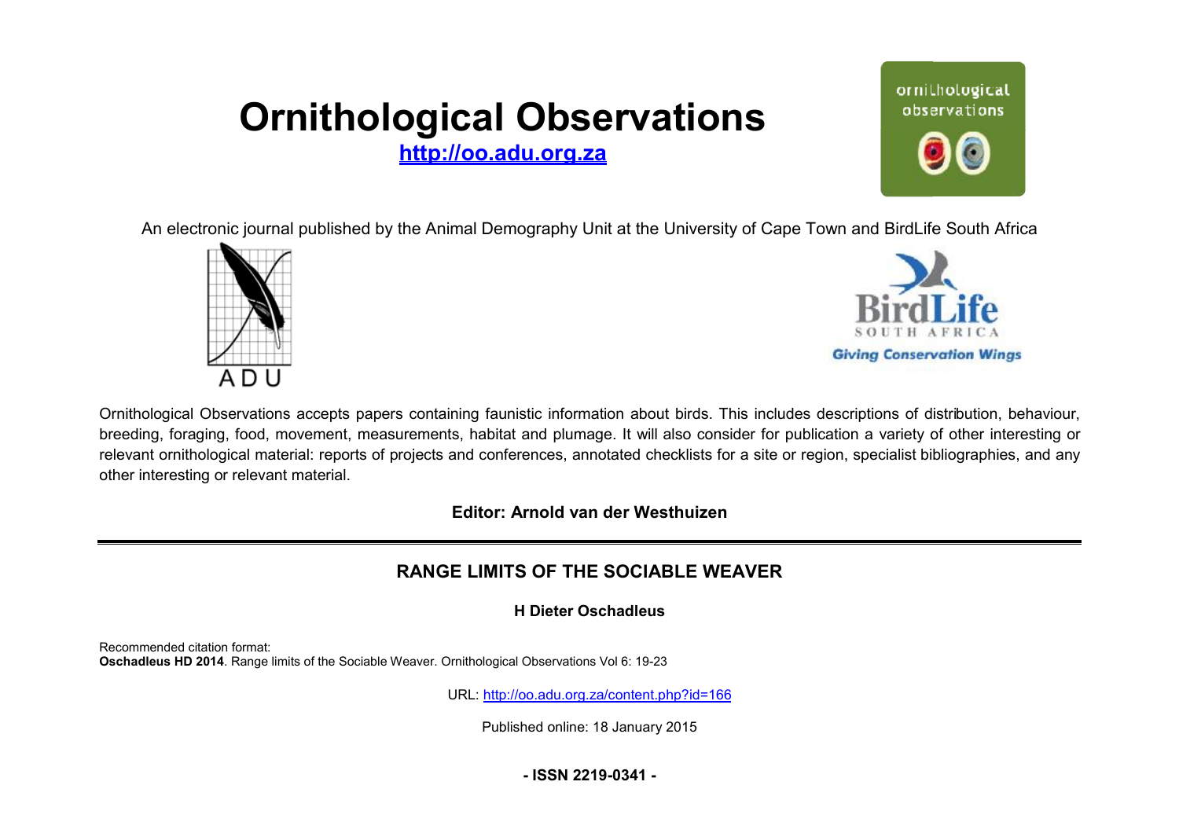# Ornithological Observations

**http://oo.adu.org.za**

An electronic journal published by the Animal Demography Unit at the University of Cape Town and BirdLife South Africa

Ornithological Observations accepts papers containing faunistic information about birds. This includes descriptions of distribution, behaviour, breeding, foraging, food, movement, measurements, habitat and plumage. It will also consider for publication a variety of other interesting or relevant ornithological material: reports of projects and conferences, annotated checklists for a site or region, specialist bibliographies, and any other interesting or relevant material.

**Editor: Arnold van der Westhuizen**

## RANGE LIMITS OF THE SOCIABLE WEAVER

**H Dieter Oschadleus**

Recommended citation format:
**Oschadleus HD 2014**. Range limits of the Sociable Weaver. Ornithological Observations Vol 6: 19-23

URL: http://oo.adu.org.za/content.php?id=166

Published online: 18 January 2015

**- ISSN 2219-0341 -**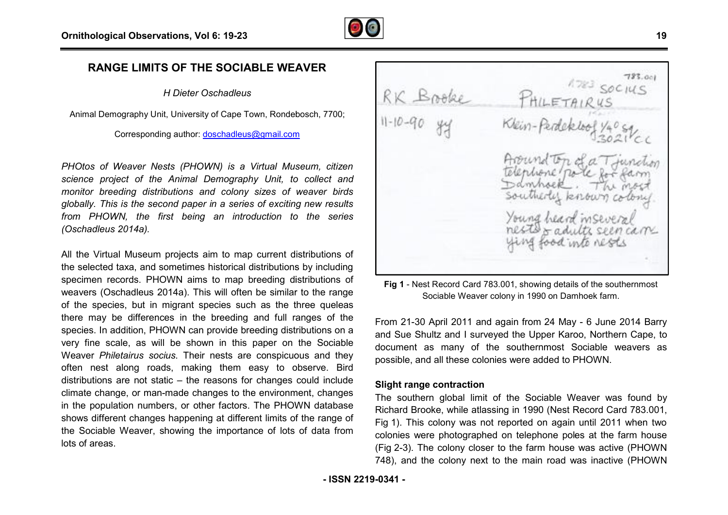# RANGE LIMITS OF THE SOCIABLE WEAVER

*H Dieter Oschadleus*

Animal Demography Unit, University of Cape Town, Rondebosch, 7700;

Corresponding author: doschadleus@gmail.com

*PHOtos of Weaver Nests (PHOWN) is a Virtual Museum, citizen science project of the Animal Demography Unit, to collect and monitor breeding distributions and colony sizes of weaver birds globally. This is the second paper in a series of exciting new results from PHOWN, the first being an introduction to the series (Oschadleus 2014a).*

All the Virtual Museum projects aim to map current distributions of the selected taxa, and sometimes historical distributions by including specimen records. PHOWN aims to map breeding distributions of weavers (Oschadleus 2014a). This will often be similar to the range of the species, but in migrant species such as the three queleas there may be differences in the breeding and full ranges of the species. In addition, PHOWN can provide breeding distributions on a very fine scale, as will be shown in this paper on the Sociable Weaver *Philetairus socius.* Their nests are conspicuous and they often nest along roads, making them easy to observe. Bird distributions are not static – the reasons for changes could include climate change, or man-made changes to the environment, changes in the population numbers, or other factors. The PHOWN database shows different changes happening at different limits of the range of the Sociable Weaver, showing the importance of lots of data from lots of areas.

**Fig 1** - Nest Record Card 783.001, showing details of the southernmost Sociable Weaver colony in 1990 on Damhoek farm.

From 21-30 April 2011 and again from 24 May - 6 June 2014 Barry and Sue Shultz and I surveyed the Upper Karoo, Northern Cape, to document as many of the southernmost Sociable weavers as possible, and all these colonies were added to PHOWN.

**Slight range contraction**

The southern global limit of the Sociable Weaver was found by Richard Brooke, while atlassing in 1990 (Nest Record Card 783.001, Fig 1). This colony was not reported on again until 2011 when two colonies were photographed on telephone poles at the farm house (Fig 2-3). The colony closer to the farm house was active (PHOWN 748), and the colony next to the main road was inactive (PHOWN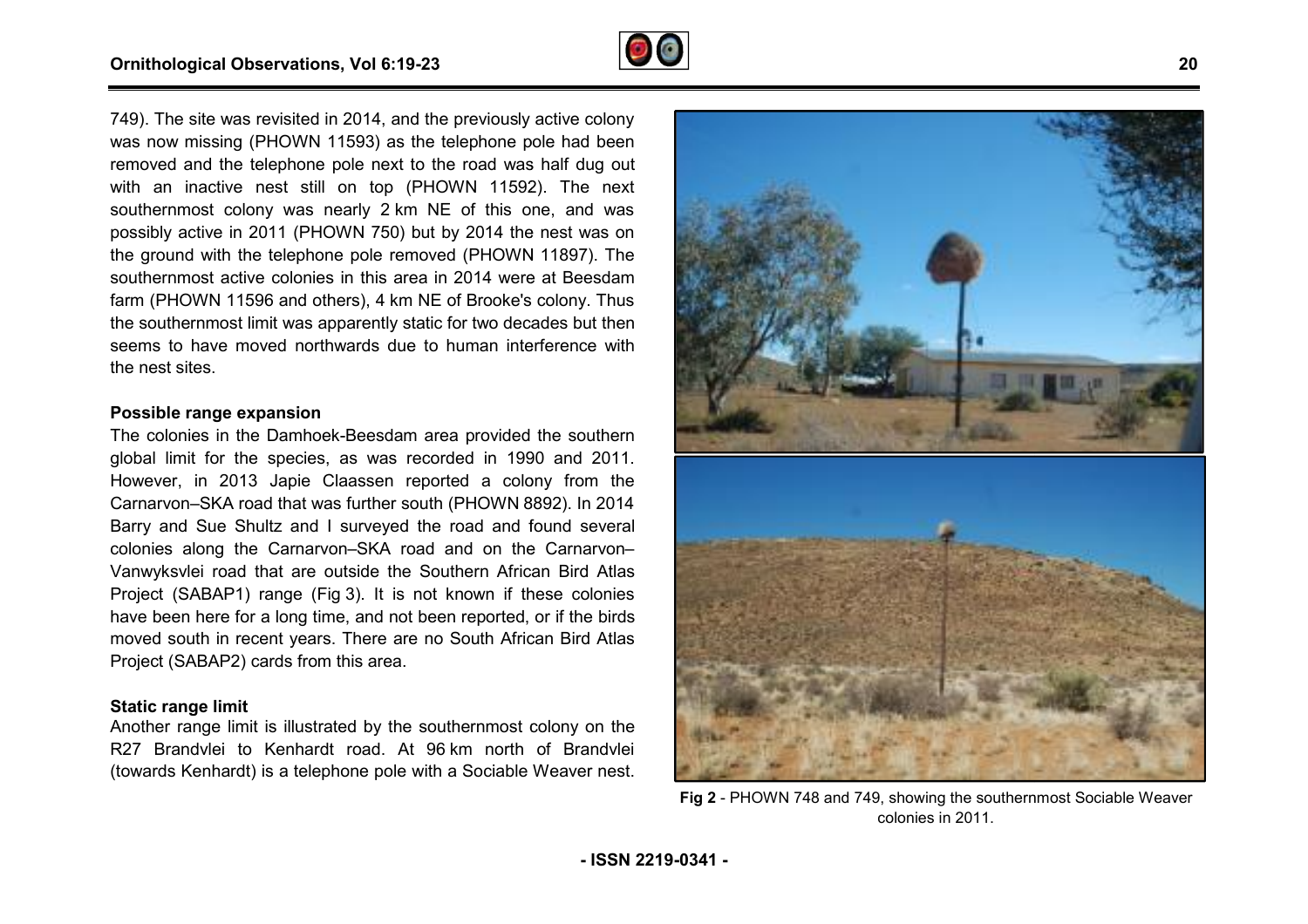749). The site was revisited in 2014, and the previously active colony was now missing (PHOWN 11593) as the telephone pole had been removed and the telephone pole next to the road was half dug out with an inactive nest still on top (PHOWN 11592). The next southernmost colony was nearly 2 km NE of this one, and was possibly active in 2011 (PHOWN 750) but by 2014 the nest was on the ground with the telephone pole removed (PHOWN 11897). The southernmost active colonies in this area in 2014 were at Beesdam farm (PHOWN 11596 and others), 4 km NE of Brooke's colony. Thus the southernmost limit was apparently static for two decades but then seems to have moved northwards due to human interference with the nest sites.

### Possible range expansion

The colonies in the Damhoek-Beesdam area provided the southern global limit for the species, as was recorded in 1990 and 2011. However, in 2013 Japie Claassen reported a colony from the Carnarvon–SKA road that was further south (PHOWN 8892). In 2014 Barry and Sue Shultz and I surveyed the road and found several colonies along the Carnarvon–SKA road and on the Carnarvon–Vanwyksvlei road that are outside the Southern African Bird Atlas Project (SABAP1) range (Fig 3). It is not known if these colonies have been here for a long time, and not been reported, or if the birds moved south in recent years. There are no South African Bird Atlas Project (SABAP2) cards from this area.

### Static range limit

Another range limit is illustrated by the southernmost colony on the R27 Brandvlei to Kenhardt road. At 96 km north of Brandvlei (towards Kenhardt) is a telephone pole with a Sociable Weaver nest.

**Fig 2** - PHOWN 748 and 749, showing the southernmost Sociable Weaver colonies in 2011.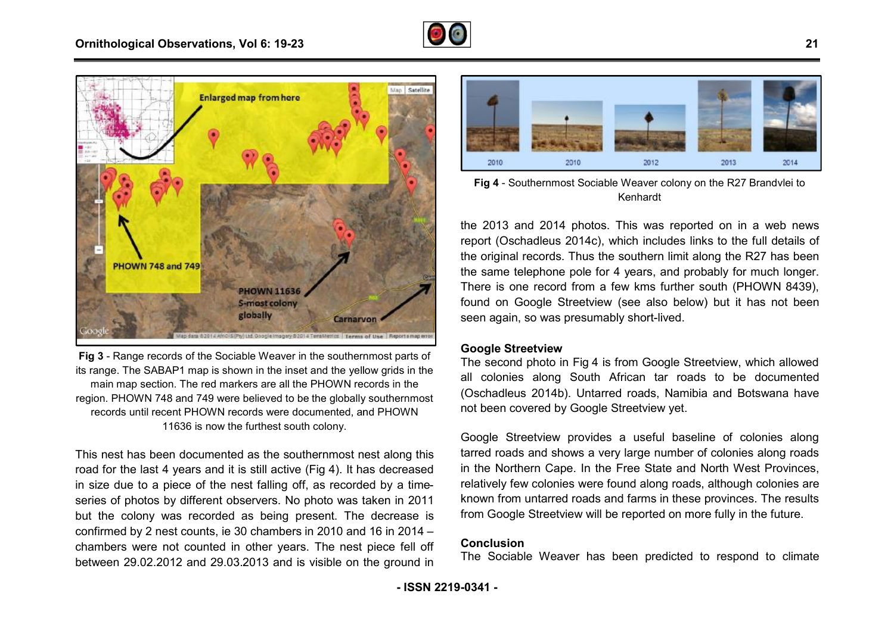Fig 3 - Range records of the Sociable Weaver in the southernmost parts of its range. The SABAP1 map is shown in the inset and the yellow grids in the main map section. The red markers are all the PHOWN records in the region. PHOWN 748 and 749 were believed to be the globally southernmost records until recent PHOWN records were documented, and PHOWN 11636 is now the furthest south colony.

This nest has been documented as the southernmost nest along this road for the last 4 years and it is still active (Fig 4). It has decreased in size due to a piece of the nest falling off, as recorded by a time-series of photos by different observers. No photo was taken in 2011 but the colony was recorded as being present. The decrease is confirmed by 2 nest counts, ie 30 chambers in 2010 and 16 in 2014 – chambers were not counted in other years. The nest piece fell off between 29.02.2012 and 29.03.2013 and is visible on the ground in the 2013 and 2014 photos. This was reported on in a web news report (Oschadleus 2014c), which includes links to the full details of the original records. Thus the southern limit along the R27 has been the same telephone pole for 4 years, and probably for much longer. There is one record from a few kms further south (PHOWN 8439), found on Google Streetview (see also below) but it has not been seen again, so was presumably short-lived.

Fig 4 - Southernmost Sociable Weaver colony on the R27 Brandvlei to Kenhardt

## Google Streetview

The second photo in Fig 4 is from Google Streetview, which allowed all colonies along South African tar roads to be documented (Oschadleus 2014b). Untarred roads, Namibia and Botswana have not been covered by Google Streetview yet.

Google Streetview provides a useful baseline of colonies along tarred roads and shows a very large number of colonies along roads in the Northern Cape. In the Free State and North West Provinces, relatively few colonies were found along roads, although colonies are known from untarred roads and farms in these provinces. The results from Google Streetview will be reported on more fully in the future.

## Conclusion

The Sociable Weaver has been predicted to respond to climate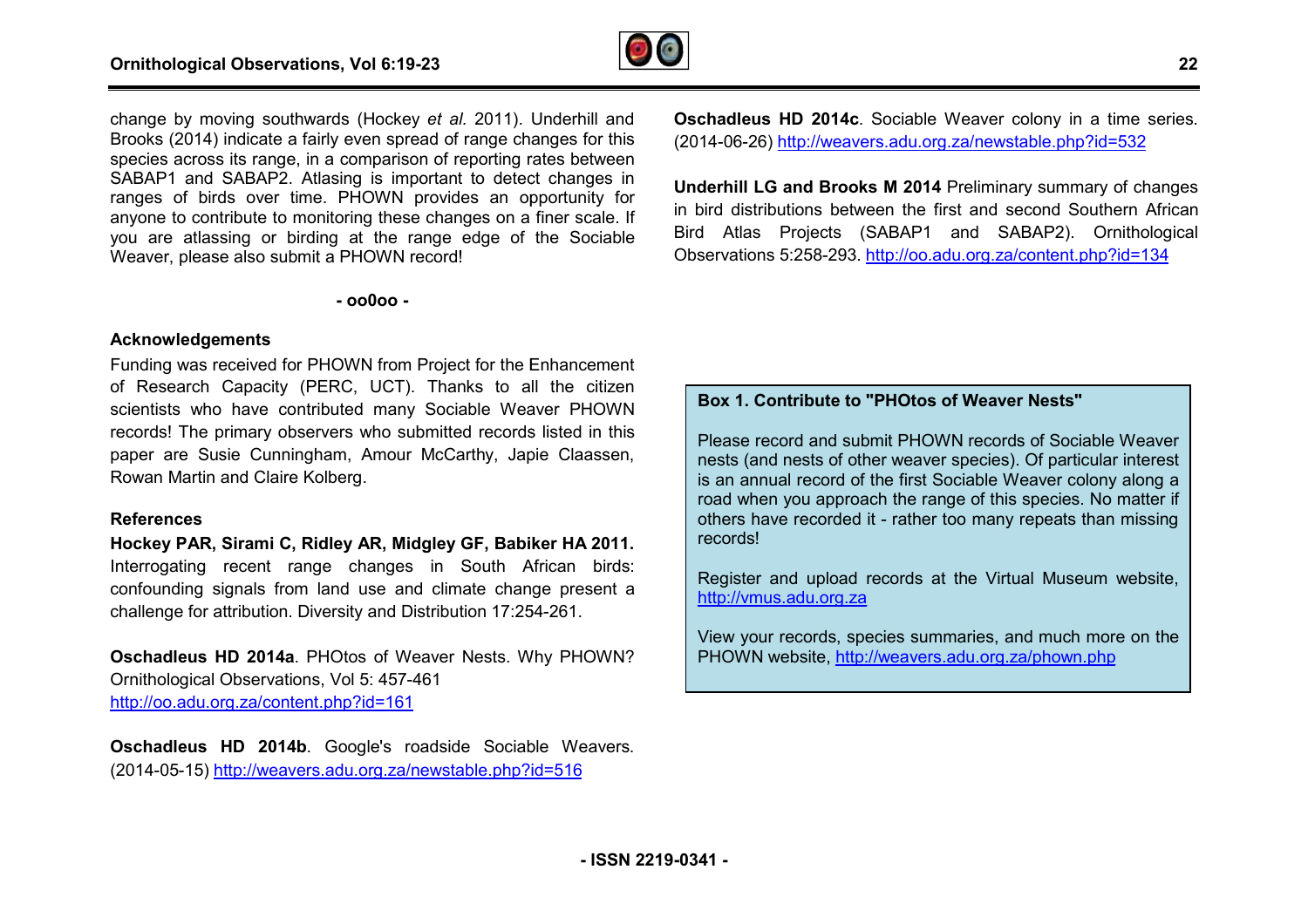change by moving southwards (Hockey *et al.* 2011). Underhill and Brooks (2014) indicate a fairly even spread of range changes for this species across its range, in a comparison of reporting rates between SABAP1 and SABAP2. Atlasing is important to detect changes in ranges of birds over time. PHOWN provides an opportunity for anyone to contribute to monitoring these changes on a finer scale. If you are atlassing or birding at the range edge of the Sociable Weaver, please also submit a PHOWN record!

**- oo0oo -**

## Acknowledgements

Funding was received for PHOWN from Project for the Enhancement of Research Capacity (PERC, UCT). Thanks to all the citizen scientists who have contributed many Sociable Weaver PHOWN records! The primary observers who submitted records listed in this paper are Susie Cunningham, Amour McCarthy, Japie Claassen, Rowan Martin and Claire Kolberg.

## References

**Hockey PAR, Sirami C, Ridley AR, Midgley GF, Babiker HA 2011.** Interrogating recent range changes in South African birds: confounding signals from land use and climate change present a challenge for attribution. Diversity and Distribution 17:254-261.

**Oschadleus HD 2014a**. PHOtos of Weaver Nests. Why PHOWN? Ornithological Observations, Vol 5: 457-461 http://oo.adu.org.za/content.php?id=161

**Oschadleus HD 2014b**. Google's roadside Sociable Weavers. (2014-05-15) http://weavers.adu.org.za/newstable.php?id=516

**Oschadleus HD 2014c**. Sociable Weaver colony in a time series. (2014-06-26) http://weavers.adu.org.za/newstable.php?id=532

**Underhill LG and Brooks M 2014** Preliminary summary of changes in bird distributions between the first and second Southern African Bird Atlas Projects (SABAP1 and SABAP2). Ornithological Observations 5:258-293. http://oo.adu.org.za/content.php?id=134

**Box 1. Contribute to "PHOtos of Weaver Nests"**

Please record and submit PHOWN records of Sociable Weaver nests (and nests of other weaver species). Of particular interest is an annual record of the first Sociable Weaver colony along a road when you approach the range of this species. No matter if others have recorded it - rather too many repeats than missing records!

Register and upload records at the Virtual Museum website, http://vmus.adu.org.za

View your records, species summaries, and much more on the PHOWN website, http://weavers.adu.org.za/phown.php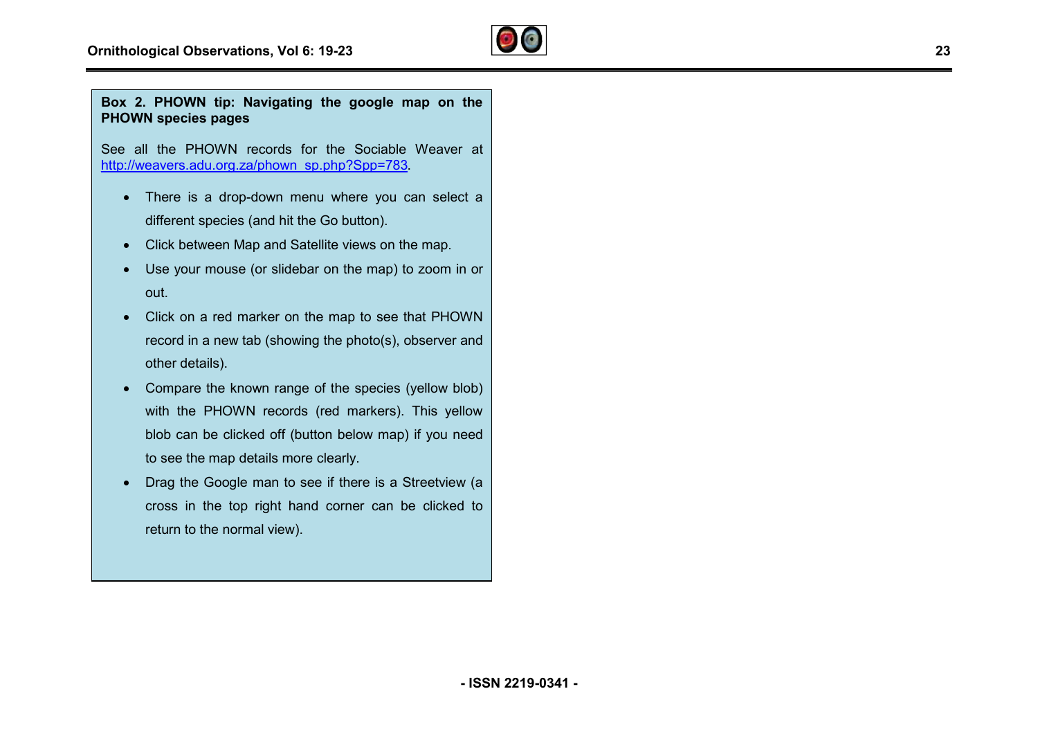**Box 2. PHOWN tip: Navigating the google map on the PHOWN species pages**

See all the PHOWN records for the Sociable Weaver at http://weavers.adu.org.za/phown_sp.php?Spp=783.

- There is a drop-down menu where you can select a different species (and hit the Go button).
- Click between Map and Satellite views on the map.
- Use your mouse (or slidebar on the map) to zoom in or out.
- Click on a red marker on the map to see that PHOWN record in a new tab (showing the photo(s), observer and other details).
- Compare the known range of the species (yellow blob) with the PHOWN records (red markers). This yellow blob can be clicked off (button below map) if you need to see the map details more clearly.
- Drag the Google man to see if there is a Streetview (a cross in the top right hand corner can be clicked to return to the normal view).